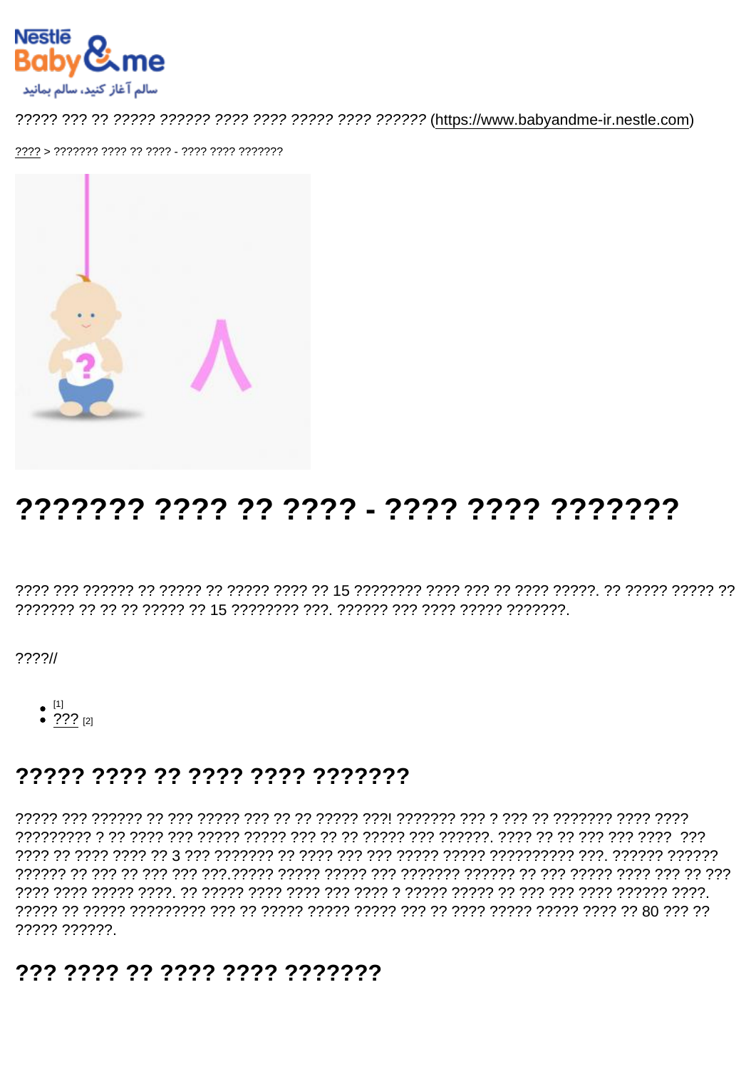سالم آغاز کنید، سالم بمانید

????? ??? ?? ????? ?????? ???? ???? ????? ???? ?????? (https://www.babyandme-ir.nestle.com)

???? > ??????? ???? ?? ???? - ???? ???? ???????

# ??????? ???? ?? ???? - ???? ???? ???????

???? ??? ?????? ?? ????? ?? ????? ???? ?? 15 ???????? ???? ??? ?? ???? ?????. ?? ????? ????? ?? ??????? ?? ?? ?? ????? ?? 15 ???????? ???. ?????? ??? ???? ????? ???????.

????//

- [1]
- ??? [2]

## ????? ???? ?? ???? ???? ???????

????? ??? ?????? ?? ??? ????? ??? ?? ?? ????? ???! ??????? ??? ? ??? ?? ??????? ???? ???? ????????? ? ?? ???? ??? ????? ????? ??? ?? ?? ????? ??? ??????. ???? ?? ?? ??? ??? ???? ??? ???? ?? ???? ???? ?? 3 ??? ??????? ?? ???? ??? ??? ????? ????? ?????????? ???. ?????? ?????? ?????? ?? ??? ?? ??? ??? ???.????? ????? ????? ??? ??????? ?????? ?? ??? ????? ???? ??? ?? ??? ???? ???? ????? ????. ?? ????? ???? ???? ??? ???? ? ????? ????? ?? ??? ??? ???? ?????? ????. ????? ?? ????? ????????? ??? ?? ????? ????? ????? ??? ?? ???? ????? ????? ???? ?? 80 ??? ?? ????? ??????.

## ??? ???? ?? ???? ???? ???????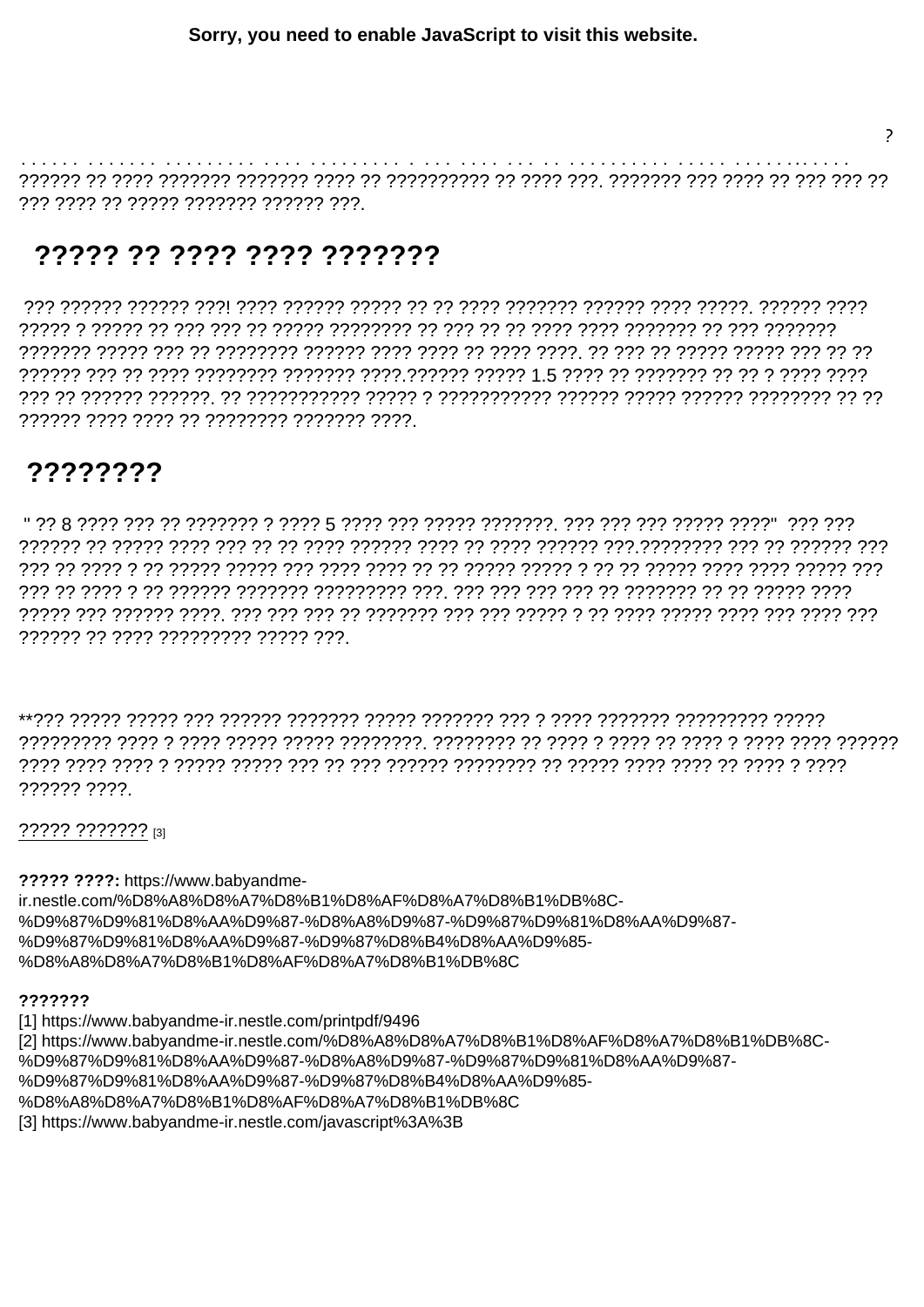Sorry, you need to enable JavaScript to visit this website.

?

. . . . . . . . . . . . . . . . . . . . . . . . . . . . . . . . . . . . . . . . . . . . . . . . . . . . . . . . . . . . . . . . . . . . . . . . . . . . . . . . . . . . . . . . ..

?????? ?? ???? ??????? ??????? ???? ?? ?????????? ?? ???? ???. ??????? ??? ???? ?? ??? ??? ?? ??? ???? ?? ????? ??????? ?????? ???.

## ????? ?? ???? ???? ???????

??? ?????? ?????? ???! ???? ?????? ????? ?? ?? ???? ??????? ?????? ???? ?????. ?????? ???? ????? ? ????? ?? ??? ??? ?? ????? ???????? ?? ??? ?? ?? ???? ???? ??????? ?? ??? ??????? ??????? ????? ??? ?? ???????? ?????? ???? ???? ?? ???? ????. ?? ??? ?? ????? ????? ??? ?? ?? ?????? ??? ?? ???? ???????? ??????? ????.?????? ????? 1.5 ???? ?? ??????? ?? ?? ? ???? ???? ??? ?? ?????? ??????. ?? ??????????? ????? ? ??????????? ?????? ????? ?????? ???????? ?? ?? ?????? ???? ???? ?? ???????? ??????? ????.

## ????????

" ?? 8 ???? ??? ?? ??????? ? ???? 5 ???? ??? ????? ???????. ??? ??? ??? ????? ????" ??? ??? ?????? ?? ????? ???? ??? ?? ?? ???? ?????? ???? ?? ???? ?????? ???.???????? ??? ?? ?????? ??? ??? ?? ???? ? ?? ????? ????? ??? ???? ???? ?? ?? ????? ????? ? ?? ?? ????? ???? ???? ????? ??? ??? ?? ???? ? ?? ?????? ??????? ????????? ???. ??? ??? ??? ??? ?? ??????? ?? ?? ????? ???? ????? ??? ?????? ????. ??? ??? ??? ?? ??????? ??? ??? ????? ? ?? ???? ????? ???? ??? ???? ??? ?????? ?? ???? ????????? ????? ???.

**??? ????? ????? ??? ?????? ??????? ????? ??????? ??? ? ???? ??????? ????????? ????? ????????? ???? ? ???? ????? ????? ????????. ???????? ?? ???? ? ???? ?? ???? ? ???? ???? ?????? ???? ???? ???? ? ????? ????? ??? ?? ??? ?????? ???????? ?? ????? ???? ???? ?? ???? ? ???? ?????? ????.

????? ??????? [3]

**????? ????:** https://www.babyandme-ir.nestle.com/%D8%A8%D8%A7%D8%B1%D8%AF%D8%A7%D8%B1%DB%8C-%D9%87%D9%81%D8%AA%D9%87-%D8%A8%D9%87-%D9%87%D9%81%D8%AA%D9%87-%D9%87%D9%81%D8%AA%D9%87-%D9%87%D8%B4%D8%AA%D9%85-%D8%A8%D8%A7%D8%B1%D8%AF%D8%A7%D8%B1%DB%8C

**???????**

[1] https://www.babyandme-ir.nestle.com/printpdf/9496
[2] https://www.babyandme-ir.nestle.com/%D8%A8%D8%A7%D8%B1%D8%AF%D8%A7%D8%B1%DB%8C-%D9%87%D9%81%D8%AA%D9%87-%D8%A8%D9%87-%D9%87%D9%81%D8%AA%D9%87-%D9%87%D9%81%D8%AA%D9%87-%D9%87%D8%B4%D8%AA%D9%85-%D8%A8%D8%A7%D8%B1%D8%AF%D8%A7%D8%B1%DB%8C
[3] https://www.babyandme-ir.nestle.com/javascript%3A%3B